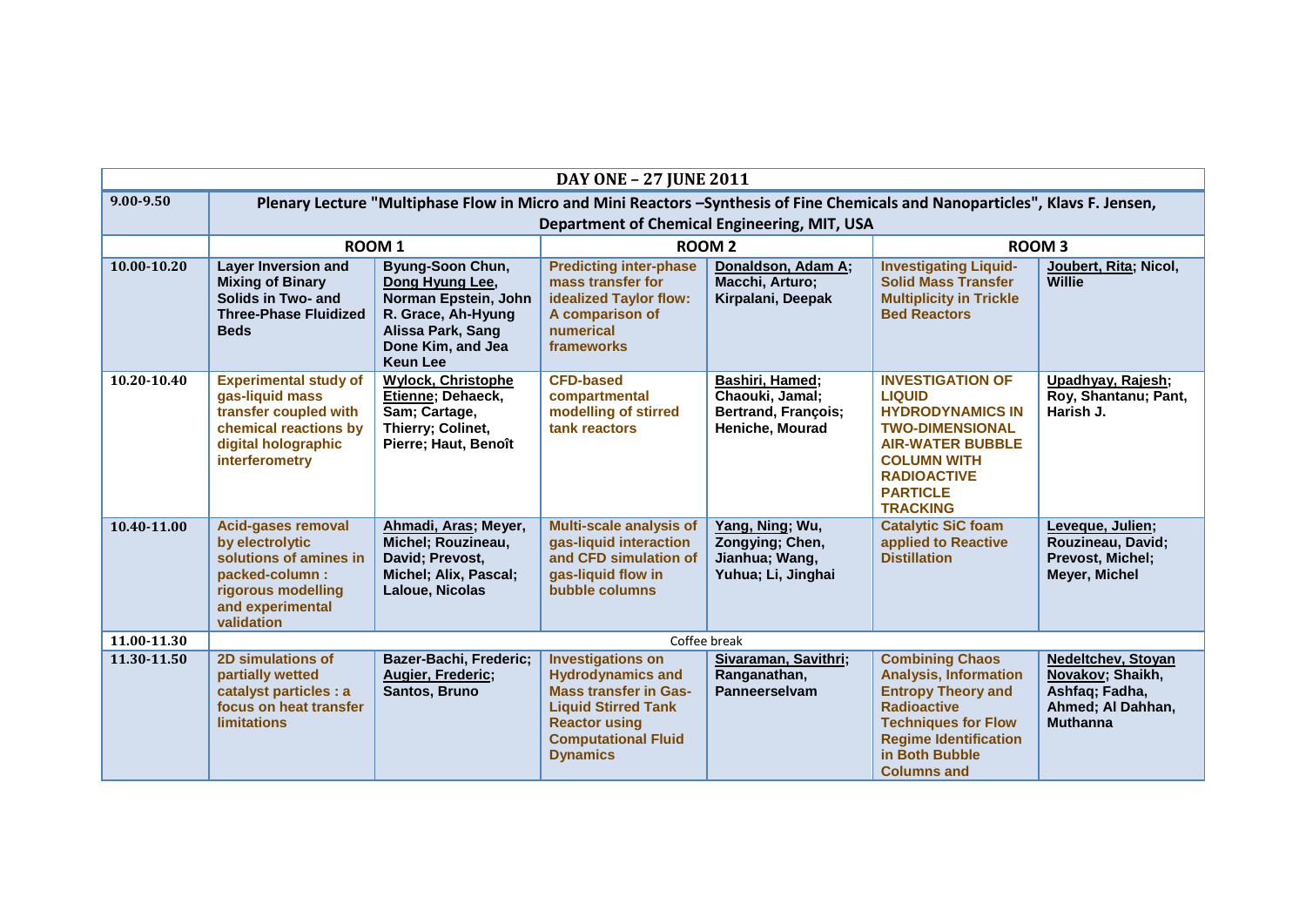| **DAY ONE – 27 JUNE 2011** | | | | | | |
|---|---|---|---|---|---|---|
| **9.00-9.50** | **Plenary Lecture "Multiphase Flow in Micro and Mini Reactors –Synthesis of Fine Chemicals and Nanoparticles", Klavs F. Jensen, Department of Chemical Engineering, MIT, USA** | | | | | |
| | **ROOM 1** | | **ROOM 2** | | **ROOM 3** | |
| **10.00-10.20** | **Layer Inversion and Mixing of Binary Solids in Two- and Three-Phase Fluidized Beds** | **Byung-Soon Chun, Dong Hyung Lee, Norman Epstein, John R. Grace, Ah-Hyung Alissa Park, Sang Done Kim, and Jea Keun Lee** | **Predicting inter-phase mass transfer for idealized Taylor flow: A comparison of numerical frameworks** | **Donaldson, Adam A; Macchi, Arturo; Kirpalani, Deepak** | **Investigating Liquid-Solid Mass Transfer Multiplicity in Trickle Bed Reactors** | **Joubert, Rita; Nicol, Willie** |
| **10.20-10.40** | **Experimental study of gas-liquid mass transfer coupled with chemical reactions by digital holographic interferometry** | **Wylock, Christophe Etienne; Dehaeck, Sam; Cartage, Thierry; Colinet, Pierre; Haut, Benoît** | **CFD-based compartmental modelling of stirred tank reactors** | **Bashiri, Hamed; Chaouki, Jamal; Bertrand, François; Heniche, Mourad** | **INVESTIGATION OF LIQUID HYDRODYNAMICS IN TWO-DIMENSIONAL AIR-WATER BUBBLE COLUMN WITH RADIOACTIVE PARTICLE TRACKING** | **Upadhyay, Rajesh; Roy, Shantanu; Pant, Harish J.** |
| **10.40-11.00** | **Acid-gases removal by electrolytic solutions of amines in packed-column : rigorous modelling and experimental validation** | **Ahmadi, Aras; Meyer, Michel; Rouzineau, David; Prevost, Michel; Alix, Pascal; Laloue, Nicolas** | **Multi-scale analysis of gas-liquid interaction and CFD simulation of gas-liquid flow in bubble columns** | **Yang, Ning; Wu, Zongying; Chen, Jianhua; Wang, Yuhua; Li, Jinghai** | **Catalytic SiC foam applied to Reactive Distillation** | **Leveque, Julien; Rouzineau, David; Prevost, Michel; Meyer, Michel** |
| **11.00-11.30** | Coffee break | | | | | |
| **11.30-11.50** | **2D simulations of partially wetted catalyst particles : a focus on heat transfer limitations** | **Bazer-Bachi, Frederic; Augier, Frederic; Santos, Bruno** | **Investigations on Hydrodynamics and Mass transfer in Gas-Liquid Stirred Tank Reactor using Computational Fluid Dynamics** | **Sivaraman, Savithri; Ranganathan, Panneerselvam** | **Combining Chaos Analysis, Information Entropy Theory and Radioactive Techniques for Flow Regime Identification in Both Bubble Columns and** | **Nedeltchev, Stoyan Novakov; Shaikh, Ashfaq; Fadha, Ahmed; Al Dahhan, Muthanna** |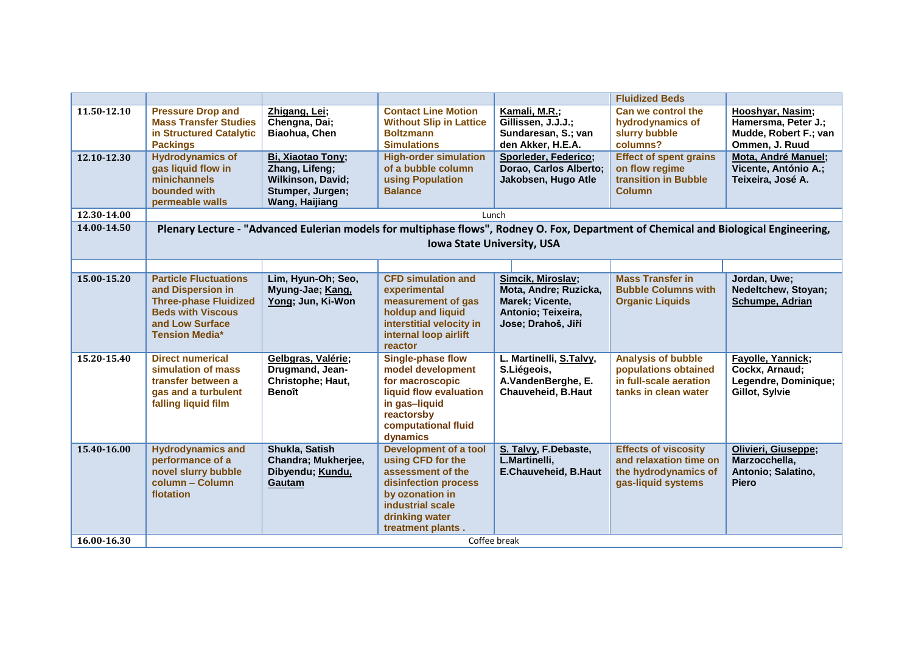| | | | | | Fluidized Beds | |
|---|---|---|---|---|---|---|
| 11.50-12.10 | Pressure Drop and Mass Transfer Studies in Structured Catalytic Packings | Zhigang, Lei; Chengna, Dai; Biaohua, Chen | Contact Line Motion Without Slip in Lattice Boltzmann Simulations | Kamali, M.R.; Gillissen, J.J.J.; Sundaresan, S.; van den Akker, H.E.A. | Can we control the hydrodynamics of slurry bubble columns? | Hooshyar, Nasim; Hamersma, Peter J.; Mudde, Robert F.; van Ommen, J. Ruud |
| 12.10-12.30 | Hydrodynamics of gas liquid flow in minichannels bounded with permeable walls | Bi, Xiaotao Tony; Zhang, Lifeng; Wilkinson, David; Stumper, Jurgen; Wang, Haijiang | High-order simulation of a bubble column using Population Balance | Sporleder, Federico; Dorao, Carlos Alberto; Jakobsen, Hugo Atle | Effect of spent grains on flow regime transition in Bubble Column | Mota, André Manuel; Vicente, António A.; Teixeira, José A. |
| 12.30-14.00 | Lunch | | | | | |
| 14.00-14.50 | **Plenary Lecture - "Advanced Eulerian models for multiphase flows", Rodney O. Fox, Department of Chemical and Biological Engineering, Iowa State University, USA** | | | | | |
| | | | | | | |
| 15.00-15.20 | Particle Fluctuations and Dispersion in Three-phase Fluidized Beds with Viscous and Low Surface Tension Media* | Lim, Hyun-Oh; Seo, Myung-Jae; Kang, Yong; Jun, Ki-Won | CFD simulation and experimental measurement of gas holdup and liquid interstitial velocity in internal loop airlift reactor | Simcik, Miroslav; Mota, Andre; Ruzicka, Marek; Vicente, Antonio; Teixeira, Jose; Drahoš, Jiří | Mass Transfer in Bubble Columns with Organic Liquids | Jordan, Uwe; Nedeltchew, Stoyan; Schumpe, Adrian |
| 15.20-15.40 | Direct numerical simulation of mass transfer between a gas and a turbulent falling liquid film | Gelbgras, Valérie; Drugmand, Jean-Christophe; Haut, Benoît | Single-phase flow model development for macroscopic liquid flow evaluation in gas–liquid reactorsby computational fluid dynamics | L. Martinelli, S.Talvy, S.Liégeois, A.VandenBerghe, E. Chauveheid, B.Haut | Analysis of bubble populations obtained in full-scale aeration tanks in clean water | Fayolle, Yannick; Cockx, Arnaud; Legendre, Dominique; Gillot, Sylvie |
| 15.40-16.00 | Hydrodynamics and performance of a novel slurry bubble column – Column flotation | Shukla, Satish Chandra; Mukherjee, Dibyendu; Kundu, Gautam | Development of a tool using CFD for the assessment of the disinfection process by ozonation in industrial scale drinking water treatment plants . | S. Talvy, F.Debaste, L.Martinelli, E.Chauveheid, B.Haut | Effects of viscosity and relaxation time on the hydrodynamics of gas-liquid systems | Olivieri, Giuseppe; Marzocchella, Antonio; Salatino, Piero |
| 16.00-16.30 | Coffee break | | | | | |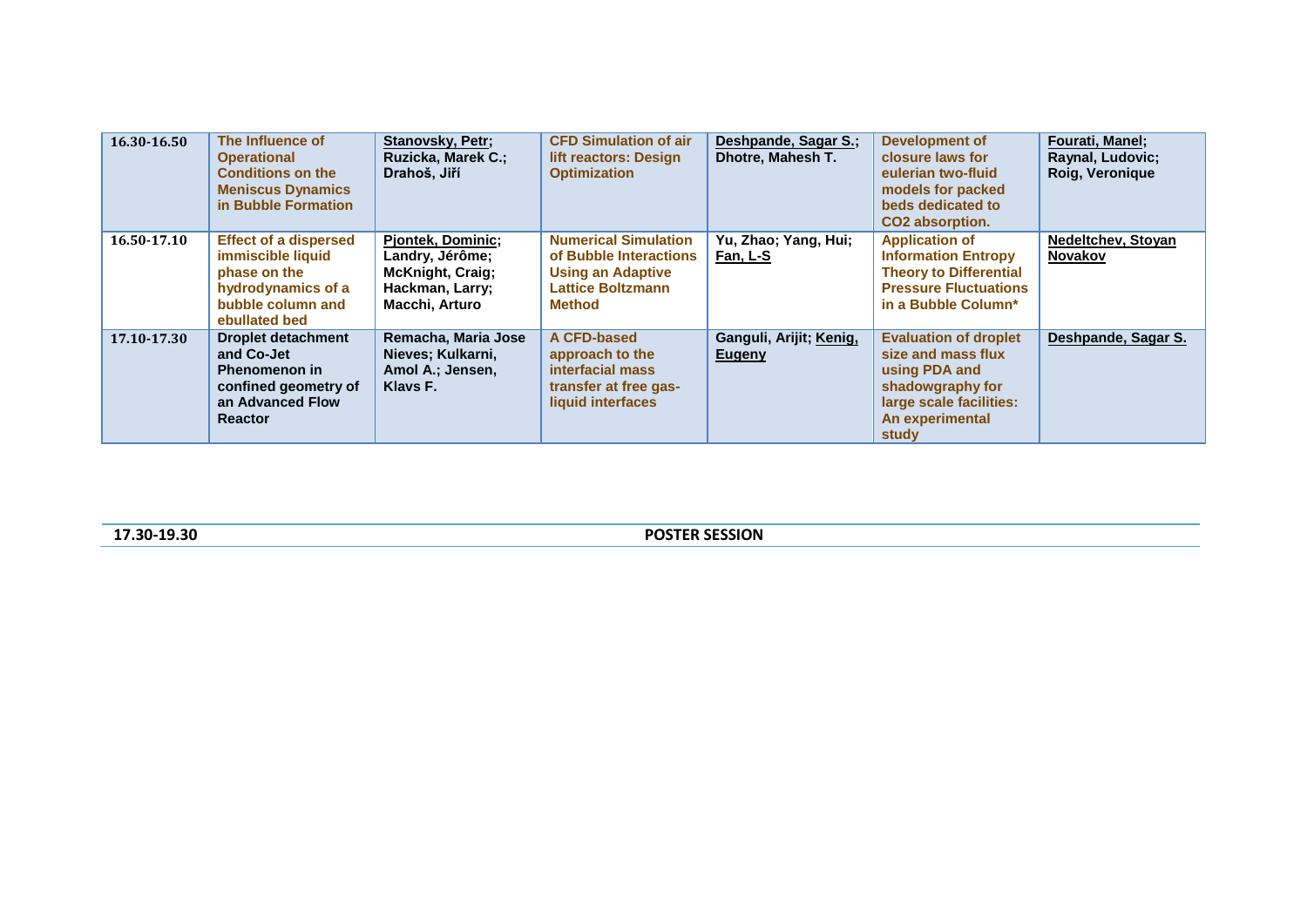| | | | | | | |
|---|---|---|---|---|---|---|
| 16.30-16.50 | **The Influence of Operational Conditions on the Meniscus Dynamics in Bubble Formation** | **Stanovsky, Petr; Ruzicka, Marek C.; Drahoš, Jiří** | **CFD Simulation of air lift reactors: Design Optimization** | **Deshpande, Sagar S.; Dhotre, Mahesh T.** | **Development of closure laws for eulerian two-fluid models for packed beds dedicated to $CO_2$ absorption.** | **Fourati, Manel; Raynal, Ludovic; Roig, Veronique** |
| 16.50-17.10 | **Effect of a dispersed immiscible liquid phase on the hydrodynamics of a bubble column and ebullated bed** | **Pjontek, Dominic; Landry, Jérôme; McKnight, Craig; Hackman, Larry; Macchi, Arturo** | **Numerical Simulation of Bubble Interactions Using an Adaptive Lattice Boltzmann Method** | **Yu, Zhao; Yang, Hui; Fan, L-S** | **Application of Information Entropy Theory to Differential Pressure Fluctuations in a Bubble Column*** | **Nedeltchev, Stoyan Novakov** |
| 17.10-17.30 | **Droplet detachment and Co-Jet Phenomenon in confined geometry of an Advanced Flow Reactor** | **Remacha, Maria Jose Nieves; Kulkarni, Amol A.; Jensen, Klavs F.** | **A CFD-based approach to the interfacial mass transfer at free gas-liquid interfaces** | **Ganguli, Arijit; Kenig, Eugeny** | **Evaluation of droplet size and mass flux using PDA and shadowgraphy for large scale facilities: An experimental study** | **Deshpande, Sagar S.** |

| | |
|---|---|
| **17.30-19.30** | **POSTER SESSION** |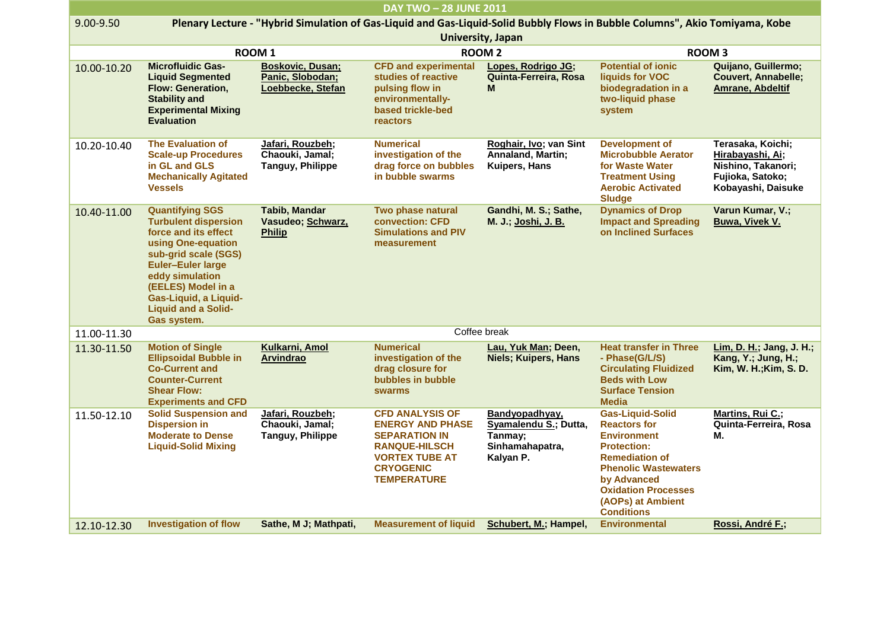## DAY TWO – 28 JUNE 2011

| | ROOM 1 | | ROOM 2 | | ROOM 3 | |
|---|---|---|---|---|---|---|
| 9.00-9.50 | Plenary Lecture - "Hybrid Simulation of Gas-Liquid and Gas-Liquid-Solid Bubbly Flows in Bubble Columns", Akio Tomiyama, Kobe University, Japan | | | | | |
| 10.00-10.20 | **Microfluidic Gas-Liquid Segmented Flow: Generation, Stability and Experimental Mixing Evaluation** | Boskovic, Dusan; Panic, Slobodan; Loebbecke, Stefan | **CFD and experimental studies of reactive pulsing flow in environmentally-based trickle-bed reactors** | Lopes, Rodrigo JG; Quinta-Ferreira, Rosa M | **Potential of ionic liquids for VOC biodegradation in a two-liquid phase system** | Quijano, Guillermo; Couvert, Annabelle; Amrane, Abdeltif |
| 10.20-10.40 | **The Evaluation of Scale-up Procedures in GL and GLS Mechanically Agitated Vessels** | Jafari, Rouzbeh; Chaouki, Jamal; Tanguy, Philippe | **Numerical investigation of the drag force on bubbles in bubble swarms** | Roghair, Ivo; van Sint Annaland, Martin; Kuipers, Hans | **Development of Microbubble Aerator for Waste Water Treatment Using Aerobic Activated Sludge** | Terasaka, Koichi; Hirabayashi, Ai; Nishino, Takanori; Fujioka, Satoko; Kobayashi, Daisuke |
| 10.40-11.00 | **Quantifying SGS Turbulent dispersion force and its effect using One-equation sub-grid scale (SGS) Euler–Euler large eddy simulation (EELES) Model in a Gas-Liquid, a Liquid-Liquid and a Solid-Gas system.** | Tabib, Mandar Vasudeo; Schwarz, Philip | **Two phase natural convection: CFD Simulations and PIV measurement** | Gandhi, M. S.; Sathe, M. J.; Joshi, J. B. | **Dynamics of Drop Impact and Spreading on Inclined Surfaces** | Varun Kumar, V.; Buwa, Vivek V. |
| 11.00-11.30 | Coffee break | | | | | |
| 11.30-11.50 | **Motion of Single Ellipsoidal Bubble in Co-Current and Counter-Current Shear Flow: Experiments and CFD** | Kulkarni, Amol Arvindrao | **Numerical investigation of the drag closure for bubbles in bubble swarms** | Lau, Yuk Man; Deen, Niels; Kuipers, Hans | **Heat transfer in Three - Phase(G/L/S) Circulating Fluidized Beds with Low Surface Tension Media** | Lim, D. H.; Jang, J. H.; Kang, Y.; Jung, H.; Kim, W. H.;Kim, S. D. |
| 11.50-12.10 | **Solid Suspension and Dispersion in Moderate to Dense Liquid-Solid Mixing** | Jafari, Rouzbeh; Chaouki, Jamal; Tanguy, Philippe | **CFD ANALYSIS OF ENERGY AND PHASE SEPARATION IN RANQUE-HILSCH VORTEX TUBE AT CRYOGENIC TEMPERATURE** | Bandyopadhyay, Syamalendu S.; Dutta, Tanmay; Sinhamahapatra, Kalyan P. | **Gas-Liquid-Solid Reactors for Environment Protection: Remediation of Phenolic Wastewaters by Advanced Oxidation Processes (AOPs) at Ambient Conditions** | Martins, Rui C.; Quinta-Ferreira, Rosa M. |
| 12.10-12.30 | **Investigation of flow** | Sathe, M J; Mathpati, | **Measurement of liquid** | Schubert, M.; Hampel, | **Environmental** | Rossi, André F.; |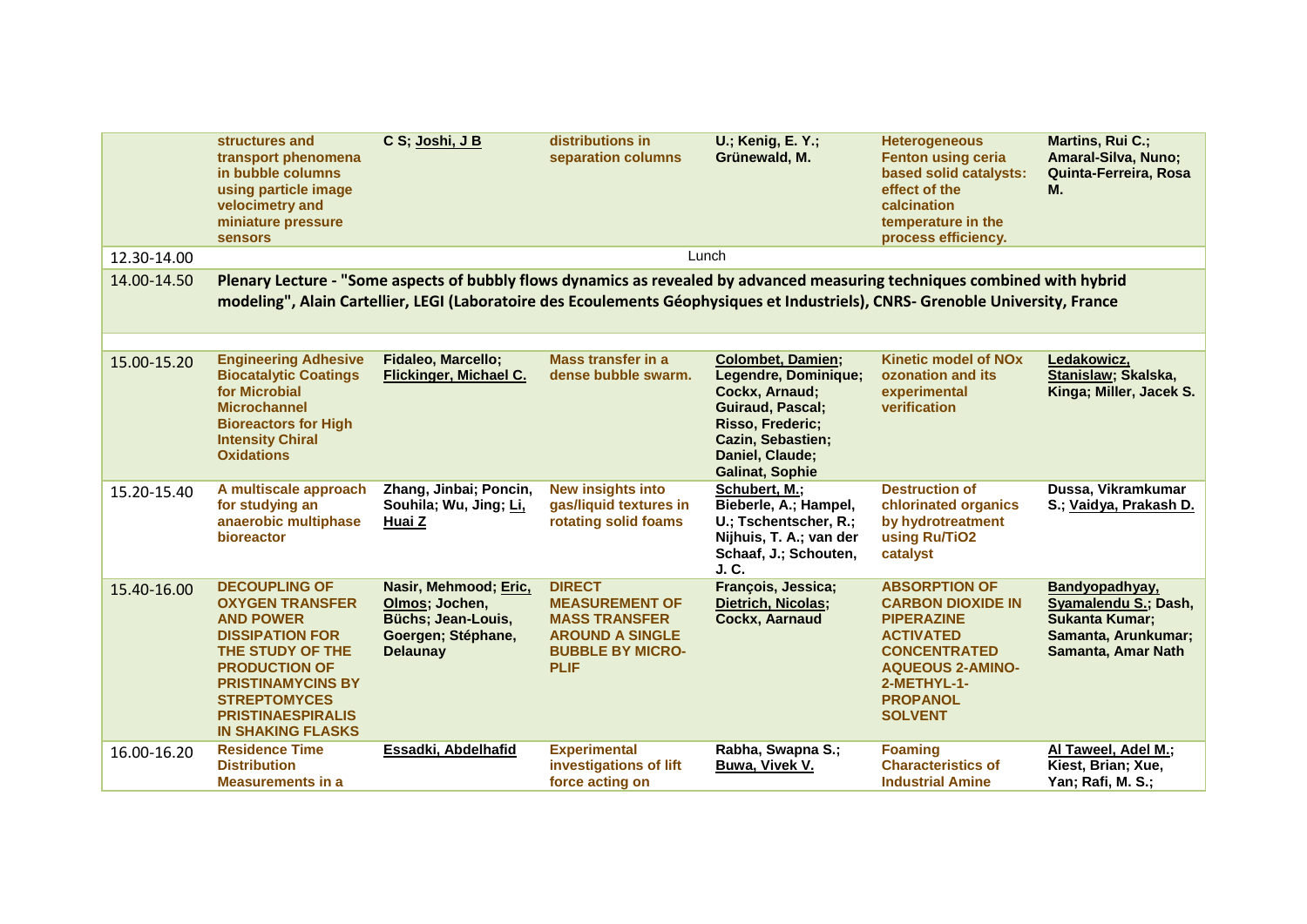| | | | | | | |
|---|---|---|---|---|---|---|
| | **structures and transport phenomena in bubble columns using particle image velocimetry and miniature pressure sensors** | **C S; Joshi, J B** | **distributions in separation columns** | **U.; Kenig, E. Y.; Grünewald, M.** | **Heterogeneous Fenton using ceria based solid catalysts: effect of the calcination temperature in the process efficiency.** | **Martins, Rui C.; Amaral-Silva, Nuno; Quinta-Ferreira, Rosa M.** |
| 12.30-14.00 | Lunch | | | | | |
| 14.00-14.50 | **Plenary Lecture - "Some aspects of bubbly flows dynamics as revealed by advanced measuring techniques combined with hybrid modeling", Alain Cartellier, LEGI (Laboratoire des Ecoulements Géophysiques et Industriels), CNRS- Grenoble University, France** | | | | | |
| | | | | | | |
| 15.00-15.20 | **Engineering Adhesive Biocatalytic Coatings for Microbial Microchannel Bioreactors for High Intensity Chiral Oxidations** | **Fidaleo, Marcello; Flickinger, Michael C.** | **Mass transfer in a dense bubble swarm.** | **Colombet, Damien; Legendre, Dominique; Cockx, Arnaud; Guiraud, Pascal; Risso, Frederic; Cazin, Sebastien; Daniel, Claude; Galinat, Sophie** | **Kinetic model of NOx ozonation and its experimental verification** | **Ledakowicz, Stanislaw; Skalska, Kinga; Miller, Jacek S.** |
| 15.20-15.40 | **A multiscale approach for studying an anaerobic multiphase bioreactor** | **Zhang, Jinbai; Poncin, Souhila; Wu, Jing; Li, Huai Z** | **New insights into gas/liquid textures in rotating solid foams** | **Schubert, M.; Bieberle, A.; Hampel, U.; Tschentscher, R.; Nijhuis, T. A.; van der Schaaf, J.; Schouten, J. C.** | **Destruction of chlorinated organics by hydrotreatment using Ru/TiO2 catalyst** | **Dussa, Vikramkumar S.; Vaidya, Prakash D.** |
| 15.40-16.00 | **DECOUPLING OF OXYGEN TRANSFER AND POWER DISSIPATION FOR THE STUDY OF THE PRODUCTION OF PRISTINAMYCINS BY STREPTOMYCES PRISTINAESPIRALIS IN SHAKING FLASKS** | **Nasir, Mehmood; Eric, Olmos; Jochen, Büchs; Jean-Louis, Goergen; Stéphane, Delaunay** | **DIRECT MEASUREMENT OF MASS TRANSFER AROUND A SINGLE BUBBLE BY MICRO-PLIF** | **François, Jessica; Dietrich, Nicolas; Cockx, Aarnaud** | **ABSORPTION OF CARBON DIOXIDE IN PIPERAZINE ACTIVATED CONCENTRATED AQUEOUS 2-AMINO-2-METHYL-1-PROPANOL SOLVENT** | **Bandyopadhyay, Syamalendu S.; Dash, Sukanta Kumar; Samanta, Arunkumar; Samanta, Amar Nath** |
| 16.00-16.20 | **Residence Time Distribution Measurements in a** | **Essadki, Abdelhafid** | **Experimental investigations of lift force acting on** | **Rabha, Swapna S.; Buwa, Vivek V.** | **Foaming Characteristics of Industrial Amine** | **Al Taweel, Adel M.; Kiest, Brian; Xue, Yan; Rafi, M. S.;** |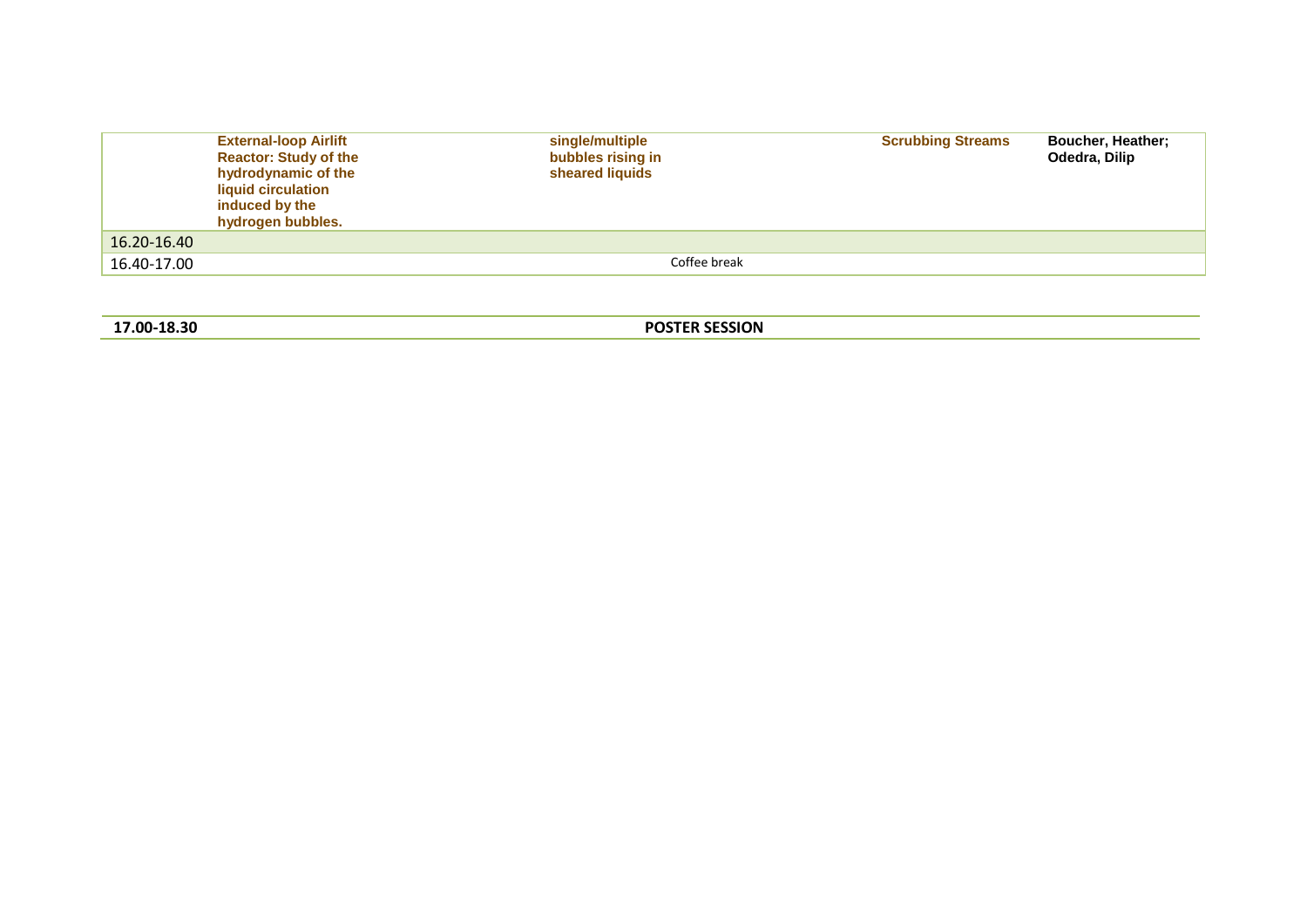| | | | | |
|---|---|---|---|---|
| | **External-loop Airlift Reactor: Study of the hydrodynamic of the liquid circulation induced by the hydrogen bubbles.** | **single/multiple bubbles rising in sheared liquids** | **Scrubbing Streams** | **Boucher, Heather; Odedra, Dilip** |
| 16.20-16.40 | | | | |
| 16.40-17.00 | | Coffee break | | |

| **17.00-18.30** | **POSTER SESSION** |
|---|---|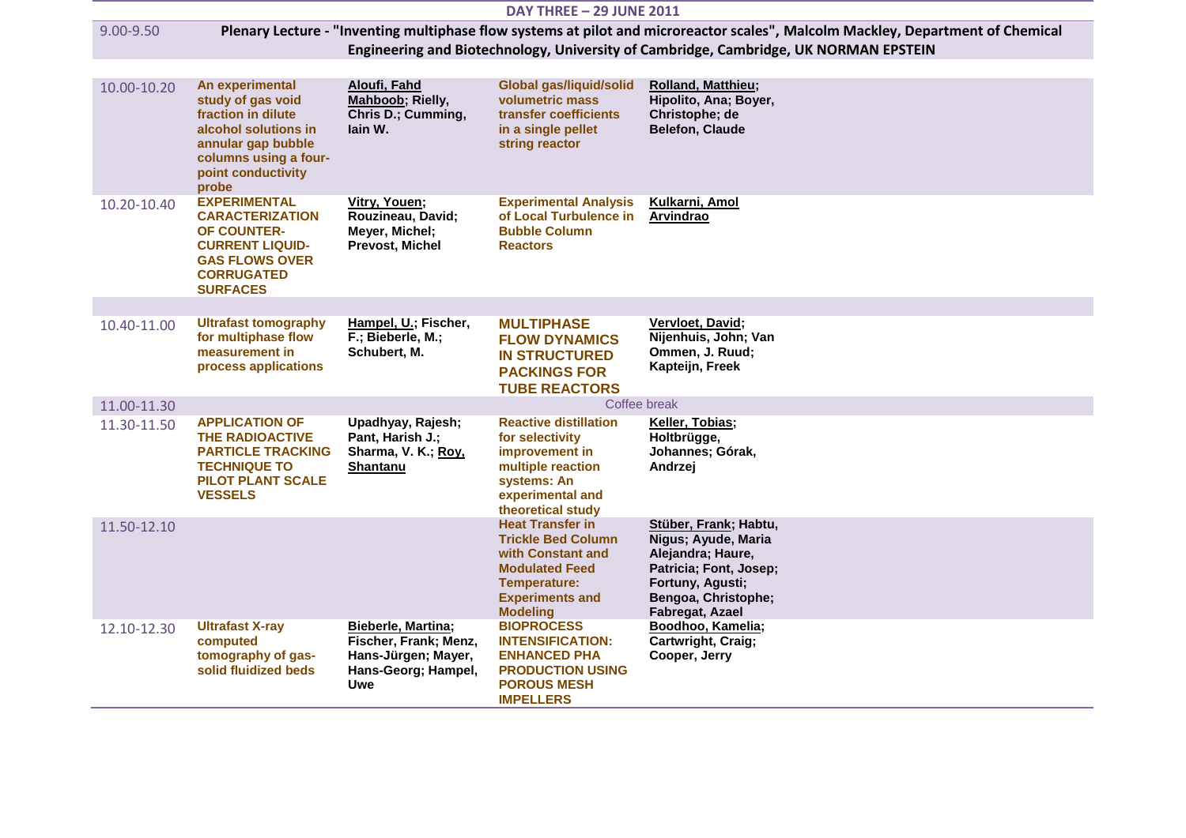## DAY THREE – 29 JUNE 2011

| Time | Title | Authors | Title | Authors |
|---|---|---|---|---|
| 9.00-9.50 | Plenary Lecture - "Inventing multiphase flow systems at pilot and microreactor scales", Malcolm Mackley, Department of Chemical Engineering and Biotechnology, University of Cambridge, Cambridge, UK NORMAN EPSTEIN | | | |
| 10.00-10.20 | An experimental study of gas void fraction in dilute alcohol solutions in annular gap bubble columns using a four-point conductivity probe | Aloufi, Fahd Mahboob; Rielly, Chris D.; Cumming, Iain W. | Global gas/liquid/solid volumetric mass transfer coefficients in a single pellet string reactor | Rolland, Matthieu; Hipolito, Ana; Boyer, Christophe; de Belefon, Claude |
| 10.20-10.40 | EXPERIMENTAL CARACTERIZATION OF COUNTER-CURRENT LIQUID-GAS FLOWS OVER CORRUGATED SURFACES | Vitry, Youen; Rouzineau, David; Meyer, Michel; Prevost, Michel | Experimental Analysis of Local Turbulence in Bubble Column Reactors | Kulkarni, Amol Arvindrao |
| 10.40-11.00 | Ultrafast tomography for multiphase flow measurement in process applications | Hampel, U.; Fischer, F.; Bieberle, M.; Schubert, M. | MULTIPHASE FLOW DYNAMICS IN STRUCTURED PACKINGS FOR TUBE REACTORS | Vervloet, David; Nijenhuis, John; Van Ommen, J. Ruud; Kapteijn, Freek |
| 11.00-11.30 | Coffee break | | | |
| 11.30-11.50 | APPLICATION OF THE RADIOACTIVE PARTICLE TRACKING TECHNIQUE TO PILOT PLANT SCALE VESSELS | Upadhyay, Rajesh; Pant, Harish J.; Sharma, V. K.; Roy, Shantanu | Reactive distillation for selectivity improvement in multiple reaction systems: An experimental and theoretical study | Keller, Tobias; Holtbrügge, Johannes; Górak, Andrzej |
| 11.50-12.10 | | | Heat Transfer in Trickle Bed Column with Constant and Modulated Feed Temperature: Experiments and Modeling | Stüber, Frank; Habtu, Nigus; Ayude, Maria Alejandra; Haure, Patricia; Font, Josep; Fortuny, Agusti; Bengoa, Christophe; Fabregat, Azael |
| 12.10-12.30 | Ultrafast X-ray computed tomography of gas-solid fluidized beds | Bieberle, Martina; Fischer, Frank; Menz, Hans-Jürgen; Mayer, Hans-Georg; Hampel, Uwe | BIOPROCESS INTENSIFICATION: ENHANCED PHA PRODUCTION USING POROUS MESH IMPELLERS | Boodhoo, Kamelia; Cartwright, Craig; Cooper, Jerry |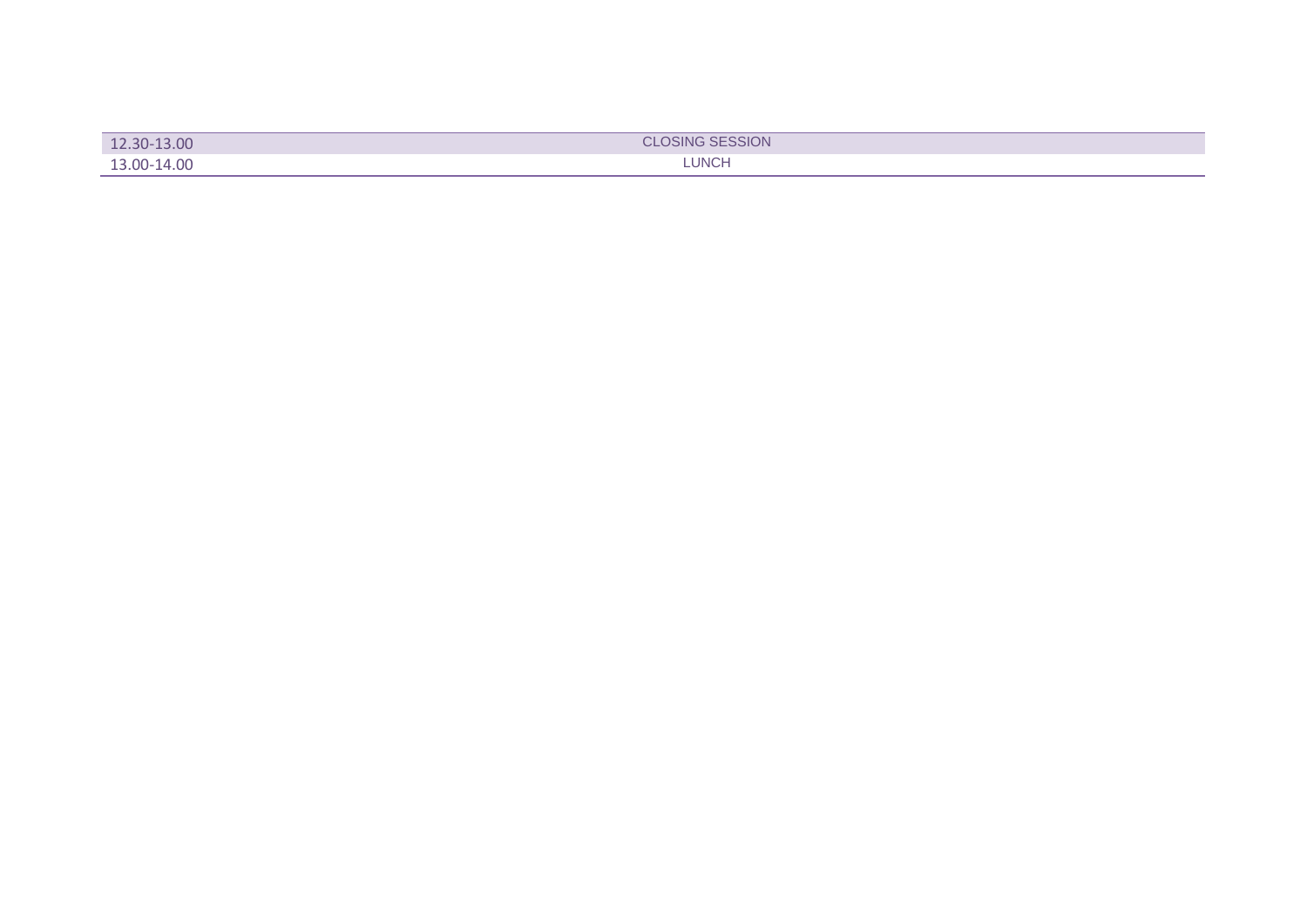| | |
|---|---|
| 12.30-13.00 | CLOSING SESSION |
| 13.00-14.00 | LUNCH |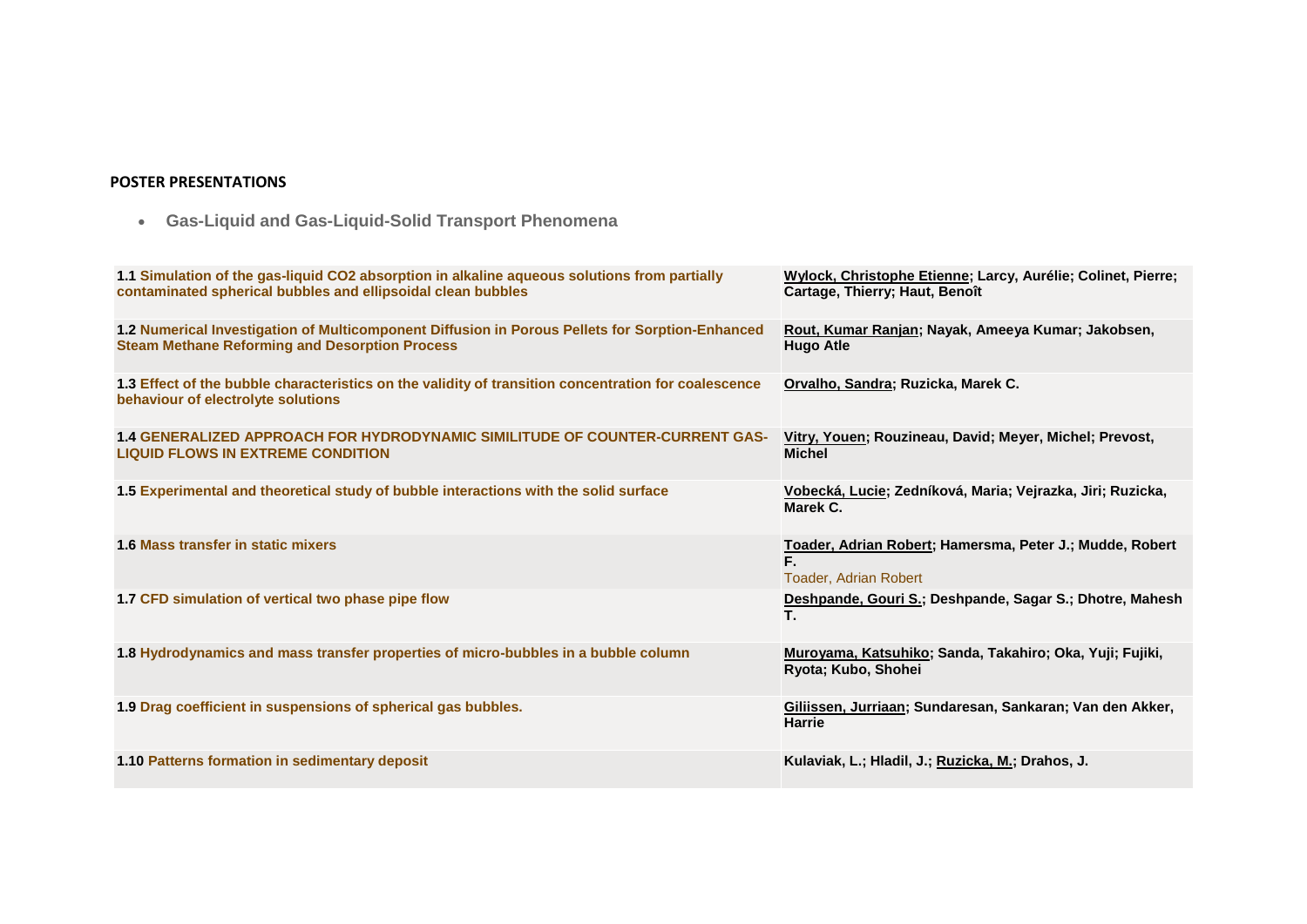**POSTER PRESENTATIONS**

- **Gas-Liquid and Gas-Liquid-Solid Transport Phenomena**

| | |
|---|---|
| **1.1 Simulation of the gas-liquid CO2 absorption in alkaline aqueous solutions from partially contaminated spherical bubbles and ellipsoidal clean bubbles** | **Wylock, Christophe Etienne; Larcy, Aurélie; Colinet, Pierre; Cartage, Thierry; Haut, Benoît** |
| **1.2 Numerical Investigation of Multicomponent Diffusion in Porous Pellets for Sorption-Enhanced Steam Methane Reforming and Desorption Process** | **Rout, Kumar Ranjan; Nayak, Ameeya Kumar; Jakobsen, Hugo Atle** |
| **1.3 Effect of the bubble characteristics on the validity of transition concentration for coalescence behaviour of electrolyte solutions** | **Orvalho, Sandra; Ruzicka, Marek C.** |
| **1.4 GENERALIZED APPROACH FOR HYDRODYNAMIC SIMILITUDE OF COUNTER-CURRENT GAS-LIQUID FLOWS IN EXTREME CONDITION** | **Vitry, Youen; Rouzineau, David; Meyer, Michel; Prevost, Michel** |
| **1.5 Experimental and theoretical study of bubble interactions with the solid surface** | **Vobecká, Lucie; Zedníková, Maria; Vejrazka, Jiri; Ruzicka, Marek C.** |
| **1.6 Mass transfer in static mixers** | **Toader, Adrian Robert; Hamersma, Peter J.; Mudde, Robert F.** Toader, Adrian Robert |
| **1.7 CFD simulation of vertical two phase pipe flow** | **Deshpande, Gouri S.; Deshpande, Sagar S.; Dhotre, Mahesh T.** |
| **1.8 Hydrodynamics and mass transfer properties of micro-bubbles in a bubble column** | **Muroyama, Katsuhiko; Sanda, Takahiro; Oka, Yuji; Fujiki, Ryota; Kubo, Shohei** |
| **1.9 Drag coefficient in suspensions of spherical gas bubbles.** | **Giliissen, Jurriaan; Sundaresan, Sankaran; Van den Akker, Harrie** |
| **1.10 Patterns formation in sedimentary deposit** | **Kulaviak, L.; Hladil, J.; Ruzicka, M.; Drahos, J.** |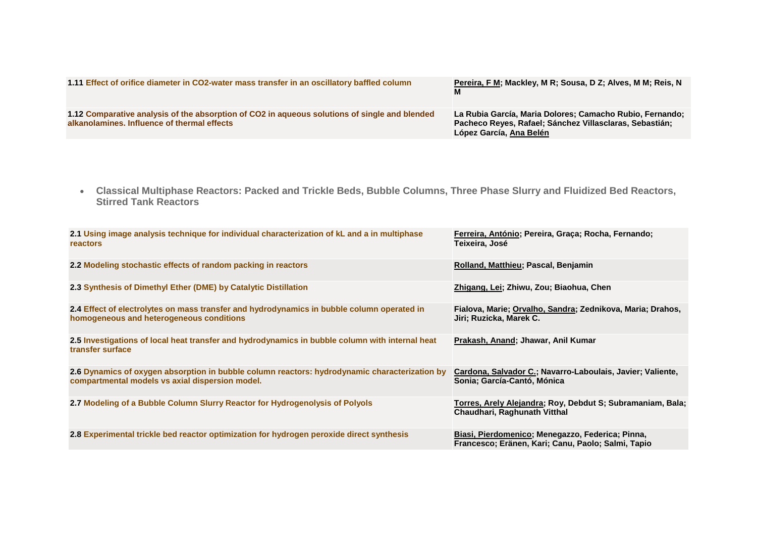| | |
|---|---|
| **1.11 Effect of orifice diameter in $CO_2$-water mass transfer in an oscillatory baffled column** | **Pereira, F M; Mackley, M R; Sousa, D Z; Alves, M M; Reis, N M** |
| **1.12 Comparative analysis of the absorption of $CO_2$ in aqueous solutions of single and blended alkanolamines. Influence of thermal effects** | **La Rubia García, Maria Dolores; Camacho Rubio, Fernando; Pacheco Reyes, Rafael; Sánchez Villasclaras, Sebastián; López García, Ana Belén** |

- **Classical Multiphase Reactors: Packed and Trickle Beds, Bubble Columns, Three Phase Slurry and Fluidized Bed Reactors, Stirred Tank Reactors**

| | |
|---|---|
| **2.1 Using image analysis technique for individual characterization of kL and a in multiphase reactors** | **Ferreira, António; Pereira, Graça; Rocha, Fernando; Teixeira, José** |
| **2.2 Modeling stochastic effects of random packing in reactors** | **Rolland, Matthieu; Pascal, Benjamin** |
| **2.3 Synthesis of Dimethyl Ether (DME) by Catalytic Distillation** | **Zhigang, Lei; Zhiwu, Zou; Biaohua, Chen** |
| **2.4 Effect of electrolytes on mass transfer and hydrodynamics in bubble column operated in homogeneous and heterogeneous conditions** | **Fialova, Marie; Orvalho, Sandra; Zednikova, Maria; Drahos, Jiri; Ruzicka, Marek C.** |
| **2.5 Investigations of local heat transfer and hydrodynamics in bubble column with internal heat transfer surface** | **Prakash, Anand; Jhawar, Anil Kumar** |
| **2.6 Dynamics of oxygen absorption in bubble column reactors: hydrodynamic characterization by compartmental models vs axial dispersion model.** | **Cardona, Salvador C.; Navarro-Laboulais, Javier; Valiente, Sonia; García-Cantó, Mónica** |
| **2.7 Modeling of a Bubble Column Slurry Reactor for Hydrogenolysis of Polyols** | **Torres, Arely Alejandra; Roy, Debdut S; Subramaniam, Bala; Chaudhari, Raghunath Vitthal** |
| **2.8 Experimental trickle bed reactor optimization for hydrogen peroxide direct synthesis** | **Biasi, Pierdomenico; Menegazzo, Federica; Pinna, Francesco; Eränen, Kari; Canu, Paolo; Salmi, Tapio** |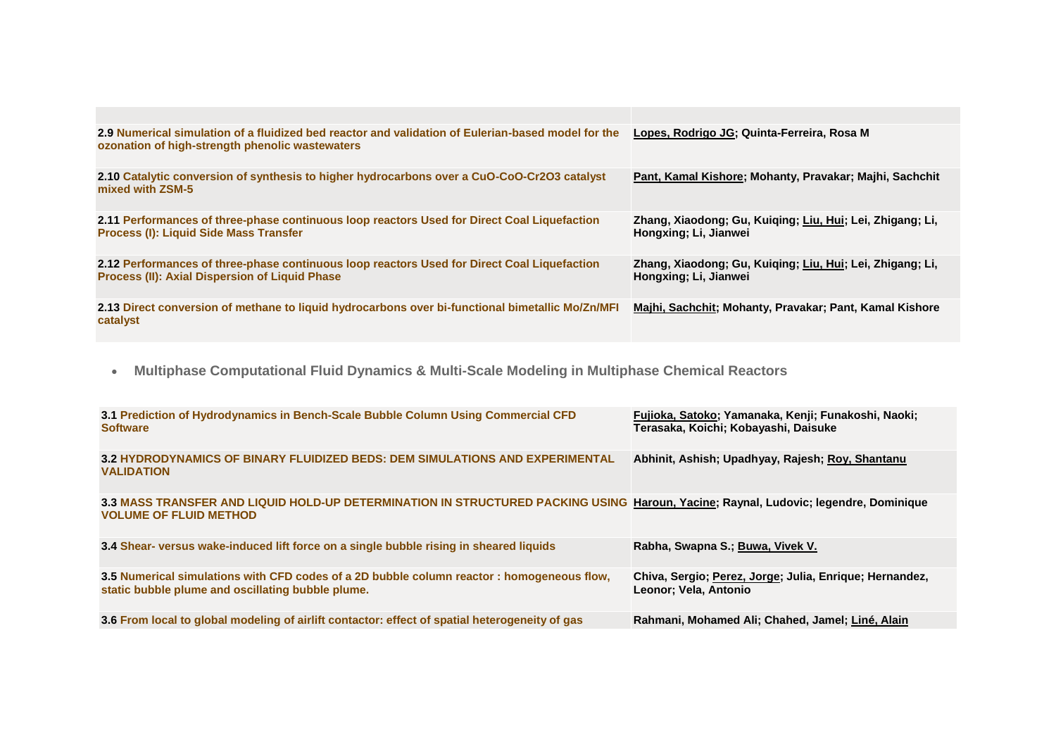| | |
|---|---|
| **2.9 Numerical simulation of a fluidized bed reactor and validation of Eulerian-based model for the ozonation of high-strength phenolic wastewaters** | **Lopes, Rodrigo JG; Quinta-Ferreira, Rosa M** |
| **2.10 Catalytic conversion of synthesis to higher hydrocarbons over a CuO-CoO-Cr2O3 catalyst mixed with ZSM-5** | **Pant, Kamal Kishore; Mohanty, Pravakar; Majhi, Sachchit** |
| **2.11 Performances of three-phase continuous loop reactors Used for Direct Coal Liquefaction Process (I): Liquid Side Mass Transfer** | **Zhang, Xiaodong; Gu, Kuiqing; Liu, Hui; Lei, Zhigang; Li, Hongxing; Li, Jianwei** |
| **2.12 Performances of three-phase continuous loop reactors Used for Direct Coal Liquefaction Process (II): Axial Dispersion of Liquid Phase** | **Zhang, Xiaodong; Gu, Kuiqing; Liu, Hui; Lei, Zhigang; Li, Hongxing; Li, Jianwei** |
| **2.13 Direct conversion of methane to liquid hydrocarbons over bi-functional bimetallic Mo/Zn/MFI catalyst** | **Majhi, Sachchit; Mohanty, Pravakar; Pant, Kamal Kishore** |

- **Multiphase Computational Fluid Dynamics & Multi-Scale Modeling in Multiphase Chemical Reactors**

| | |
|---|---|
| **3.1 Prediction of Hydrodynamics in Bench-Scale Bubble Column Using Commercial CFD Software** | **Fujioka, Satoko; Yamanaka, Kenji; Funakoshi, Naoki; Terasaka, Koichi; Kobayashi, Daisuke** |
| **3.2 HYDRODYNAMICS OF BINARY FLUIDIZED BEDS: DEM SIMULATIONS AND EXPERIMENTAL VALIDATION** | **Abhinit, Ashish; Upadhyay, Rajesh; Roy, Shantanu** |
| **3.3 MASS TRANSFER AND LIQUID HOLD-UP DETERMINATION IN STRUCTURED PACKING USING VOLUME OF FLUID METHOD** | **Haroun, Yacine; Raynal, Ludovic; legendre, Dominique** |
| **3.4 Shear- versus wake-induced lift force on a single bubble rising in sheared liquids** | **Rabha, Swapna S.; Buwa, Vivek V.** |
| **3.5 Numerical simulations with CFD codes of a 2D bubble column reactor : homogeneous flow, static bubble plume and oscillating bubble plume.** | **Chiva, Sergio; Perez, Jorge; Julia, Enrique; Hernandez, Leonor; Vela, Antonio** |
| **3.6 From local to global modeling of airlift contactor: effect of spatial heterogeneity of gas** | **Rahmani, Mohamed Ali; Chahed, Jamel; Liné, Alain** |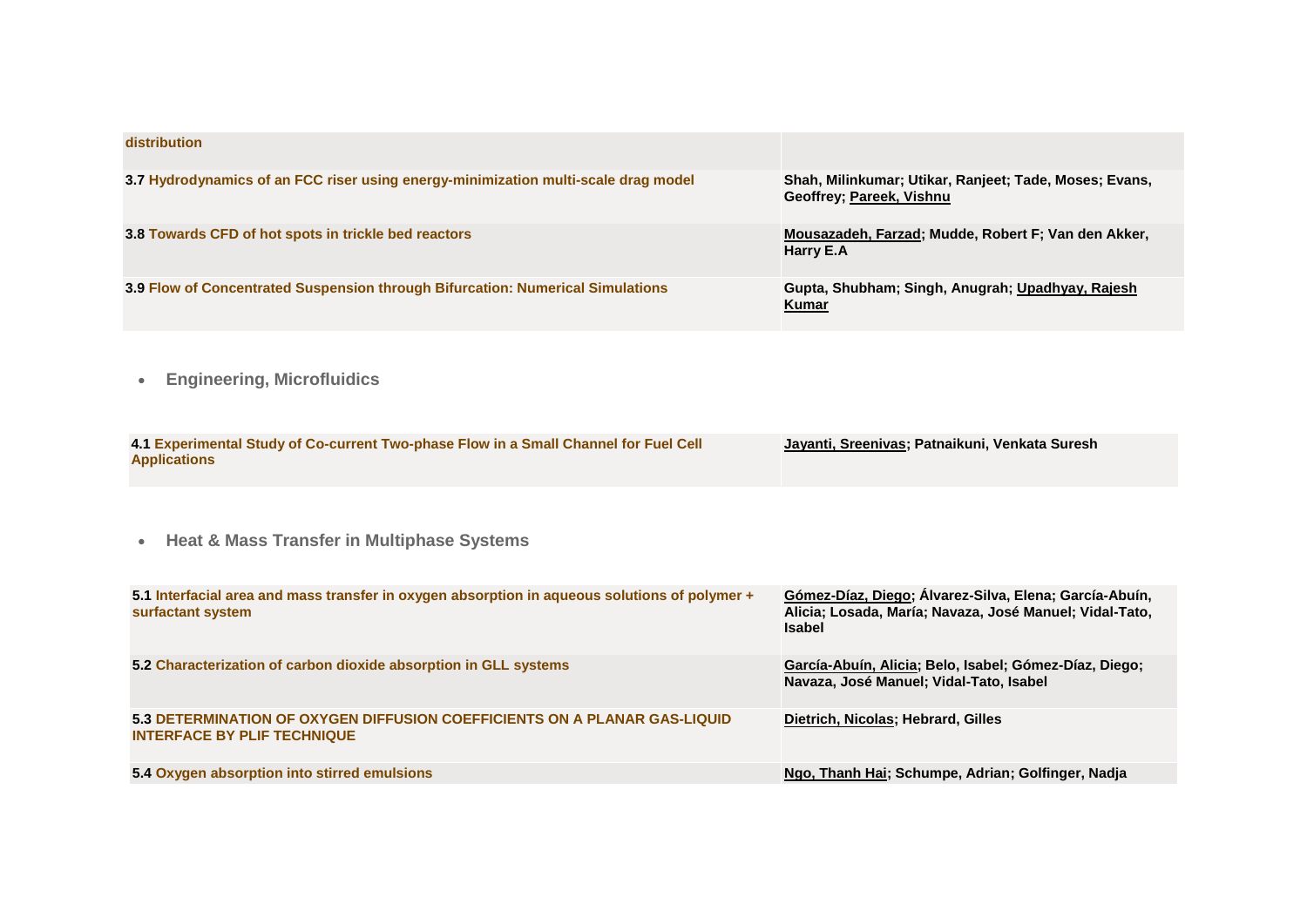| | |
|---|---|
| distribution | |
| 3.7 Hydrodynamics of an FCC riser using energy-minimization multi-scale drag model | Shah, Milinkumar; Utikar, Ranjeet; Tade, Moses; Evans, Geoffrey; Pareek, Vishnu |
| 3.8 Towards CFD of hot spots in trickle bed reactors | Mousazadeh, Farzad; Mudde, Robert F; Van den Akker, Harry E.A |
| 3.9 Flow of Concentrated Suspension through Bifurcation: Numerical Simulations | Gupta, Shubham; Singh, Anugrah; Upadhyay, Rajesh Kumar |

- **Engineering, Microfluidics**

| | |
|---|---|
| 4.1 Experimental Study of Co-current Two-phase Flow in a Small Channel for Fuel Cell Applications | Jayanti, Sreenivas; Patnaikuni, Venkata Suresh |

- **Heat & Mass Transfer in Multiphase Systems**

| | |
|---|---|
| 5.1 Interfacial area and mass transfer in oxygen absorption in aqueous solutions of polymer + surfactant system | Gómez-Díaz, Diego; Álvarez-Silva, Elena; García-Abuín, Alicia; Losada, María; Navaza, José Manuel; Vidal-Tato, Isabel |
| 5.2 Characterization of carbon dioxide absorption in GLL systems | García-Abuín, Alicia; Belo, Isabel; Gómez-Díaz, Diego; Navaza, José Manuel; Vidal-Tato, Isabel |
| 5.3 DETERMINATION OF OXYGEN DIFFUSION COEFFICIENTS ON A PLANAR GAS-LIQUID INTERFACE BY PLIF TECHNIQUE | Dietrich, Nicolas; Hebrard, Gilles |
| 5.4 Oxygen absorption into stirred emulsions | Ngo, Thanh Hai; Schumpe, Adrian; Golfinger, Nadja |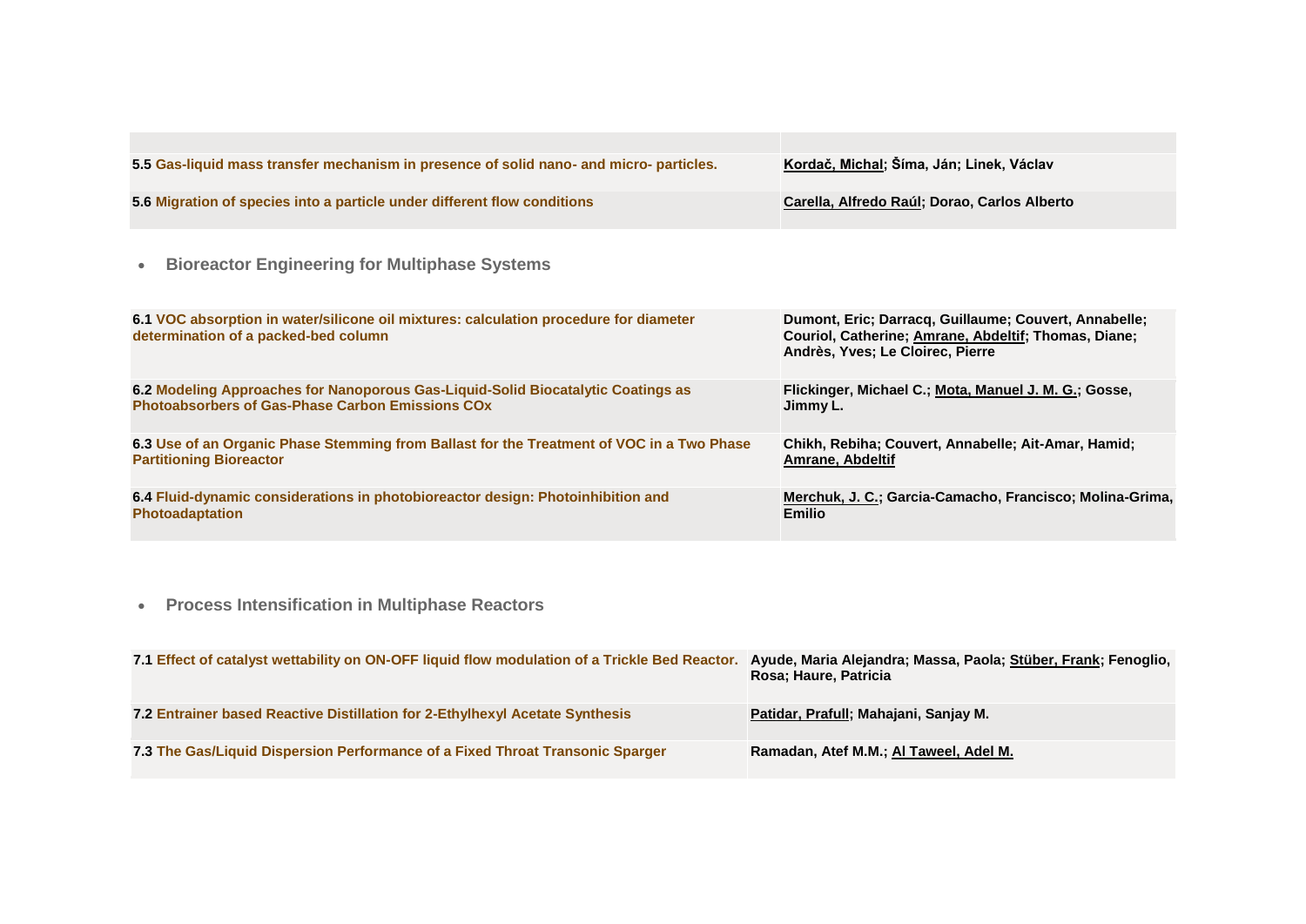| | |
|---|---|
| **5.5 Gas-liquid mass transfer mechanism in presence of solid nano- and micro- particles.** | **Kordač, Michal; Šíma, Ján; Linek, Václav** |
| **5.6 Migration of species into a particle under different flow conditions** | **Carella, Alfredo Raúl; Dorao, Carlos Alberto** |

- **Bioreactor Engineering for Multiphase Systems**

| | |
|---|---|
| **6.1 VOC absorption in water/silicone oil mixtures: calculation procedure for diameter determination of a packed-bed column** | **Dumont, Eric; Darracq, Guillaume; Couvert, Annabelle; Couriol, Catherine; Amrane, Abdeltif; Thomas, Diane; Andrès, Yves; Le Cloirec, Pierre** |
| **6.2 Modeling Approaches for Nanoporous Gas-Liquid-Solid Biocatalytic Coatings as Photoabsorbers of Gas-Phase Carbon Emissions COx** | **Flickinger, Michael C.; Mota, Manuel J. M. G.; Gosse, Jimmy L.** |
| **6.3 Use of an Organic Phase Stemming from Ballast for the Treatment of VOC in a Two Phase Partitioning Bioreactor** | **Chikh, Rebiha; Couvert, Annabelle; Ait-Amar, Hamid; Amrane, Abdeltif** |
| **6.4 Fluid-dynamic considerations in photobioreactor design: Photoinhibition and Photoadaptation** | **Merchuk, J. C.; Garcia-Camacho, Francisco; Molina-Grima, Emilio** |

- **Process Intensification in Multiphase Reactors**

| | |
|---|---|
| **7.1 Effect of catalyst wettability on ON-OFF liquid flow modulation of a Trickle Bed Reactor.** | **Ayude, Maria Alejandra; Massa, Paola; Stüber, Frank; Fenoglio, Rosa; Haure, Patricia** |
| **7.2 Entrainer based Reactive Distillation for 2-Ethylhexyl Acetate Synthesis** | **Patidar, Prafull; Mahajani, Sanjay M.** |
| **7.3 The Gas/Liquid Dispersion Performance of a Fixed Throat Transonic Sparger** | **Ramadan, Atef M.M.; Al Taweel, Adel M.** |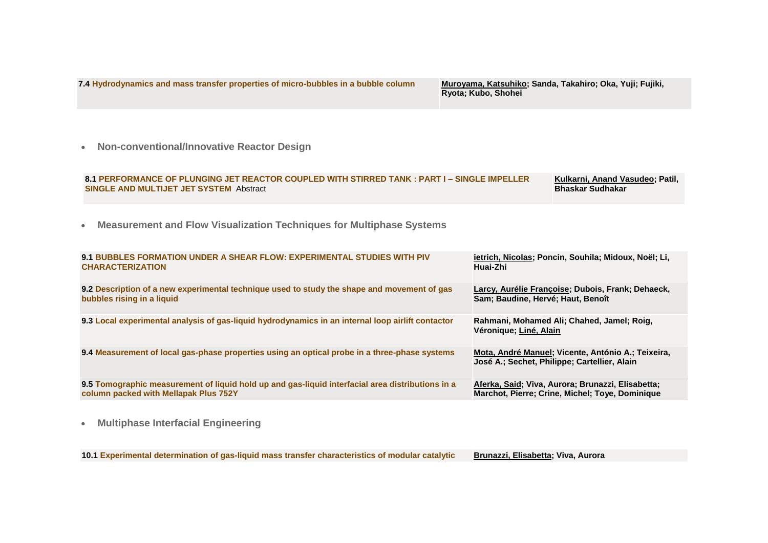| | |
|---|---|
| **7.4 Hydrodynamics and mass transfer properties of micro-bubbles in a bubble column** | **Muroyama, Katsuhiko; Sanda, Takahiro; Oka, Yuji; Fujiki, Ryota; Kubo, Shohei** |

- **Non-conventional/Innovative Reactor Design**

| | |
|---|---|
| **8.1 PERFORMANCE OF PLUNGING JET REACTOR COUPLED WITH STIRRED TANK : PART I – SINGLE IMPELLER SINGLE AND MULTIJET JET SYSTEM** Abstract | **Kulkarni, Anand Vasudeo; Patil, Bhaskar Sudhakar** |

- **Measurement and Flow Visualization Techniques for Multiphase Systems**

| | |
|---|---|
| **9.1 BUBBLES FORMATION UNDER A SHEAR FLOW: EXPERIMENTAL STUDIES WITH PIV CHARACTERIZATION** | **ietrich, Nicolas; Poncin, Souhila; Midoux, Noël; Li, Huai-Zhi** |
| **9.2 Description of a new experimental technique used to study the shape and movement of gas bubbles rising in a liquid** | **Larcy, Aurélie Françoise; Dubois, Frank; Dehaeck, Sam; Baudine, Hervé; Haut, Benoît** |
| **9.3 Local experimental analysis of gas-liquid hydrodynamics in an internal loop airlift contactor** | **Rahmani, Mohamed Ali; Chahed, Jamel; Roig, Véronique; Liné, Alain** |
| **9.4 Measurement of local gas-phase properties using an optical probe in a three-phase systems** | **Mota, André Manuel; Vicente, António A.; Teixeira, José A.; Sechet, Philippe; Cartellier, Alain** |
| **9.5 Tomographic measurement of liquid hold up and gas-liquid interfacial area distributions in a column packed with Mellapak Plus 752Y** | **Aferka, Said; Viva, Aurora; Brunazzi, Elisabetta; Marchot, Pierre; Crine, Michel; Toye, Dominique** |

- **Multiphase Interfacial Engineering**

| | |
|---|---|
| **10.1 Experimental determination of gas-liquid mass transfer characteristics of modular catalytic** | **Brunazzi, Elisabetta; Viva, Aurora** |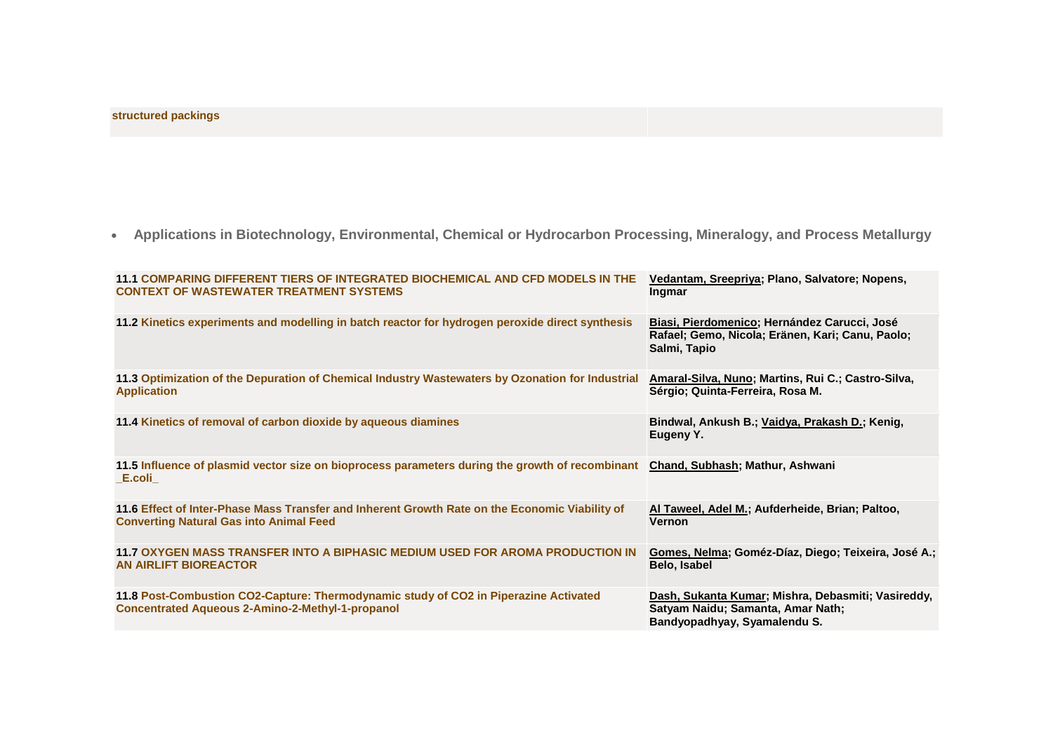| | |
|---|---|
| structured packings | |

- **Applications in Biotechnology, Environmental, Chemical or Hydrocarbon Processing, Mineralogy, and Process Metallurgy**

| | |
|---|---|
| **11.1 COMPARING DIFFERENT TIERS OF INTEGRATED BIOCHEMICAL AND CFD MODELS IN THE CONTEXT OF WASTEWATER TREATMENT SYSTEMS** | Vedantam, Sreepriya; Plano, Salvatore; Nopens, Ingmar |
| **11.2 Kinetics experiments and modelling in batch reactor for hydrogen peroxide direct synthesis** | Biasi, Pierdomenico; Hernández Carucci, José Rafael; Gemo, Nicola; Eränen, Kari; Canu, Paolo; Salmi, Tapio |
| **11.3 Optimization of the Depuration of Chemical Industry Wastewaters by Ozonation for Industrial Application** | Amaral-Silva, Nuno; Martins, Rui C.; Castro-Silva, Sérgio; Quinta-Ferreira, Rosa M. |
| **11.4 Kinetics of removal of carbon dioxide by aqueous diamines** | Bindwal, Ankush B.; Vaidya, Prakash D.; Kenig, Eugeny Y. |
| **11.5 Influence of plasmid vector size on bioprocess parameters during the growth of recombinant _E.coli_** | Chand, Subhash; Mathur, Ashwani |
| **11.6 Effect of Inter-Phase Mass Transfer and Inherent Growth Rate on the Economic Viability of Converting Natural Gas into Animal Feed** | Al Taweel, Adel M.; Aufderheide, Brian; Paltoo, Vernon |
| **11.7 OXYGEN MASS TRANSFER INTO A BIPHASIC MEDIUM USED FOR AROMA PRODUCTION IN AN AIRLIFT BIOREACTOR** | Gomes, Nelma; Goméz-Díaz, Diego; Teixeira, José A.; Belo, Isabel |
| **11.8 Post-Combustion CO2-Capture: Thermodynamic study of CO2 in Piperazine Activated Concentrated Aqueous 2-Amino-2-Methyl-1-propanol** | Dash, Sukanta Kumar; Mishra, Debasmiti; Vasireddy, Satyam Naidu; Samanta, Amar Nath; Bandyopadhyay, Syamalendu S. |